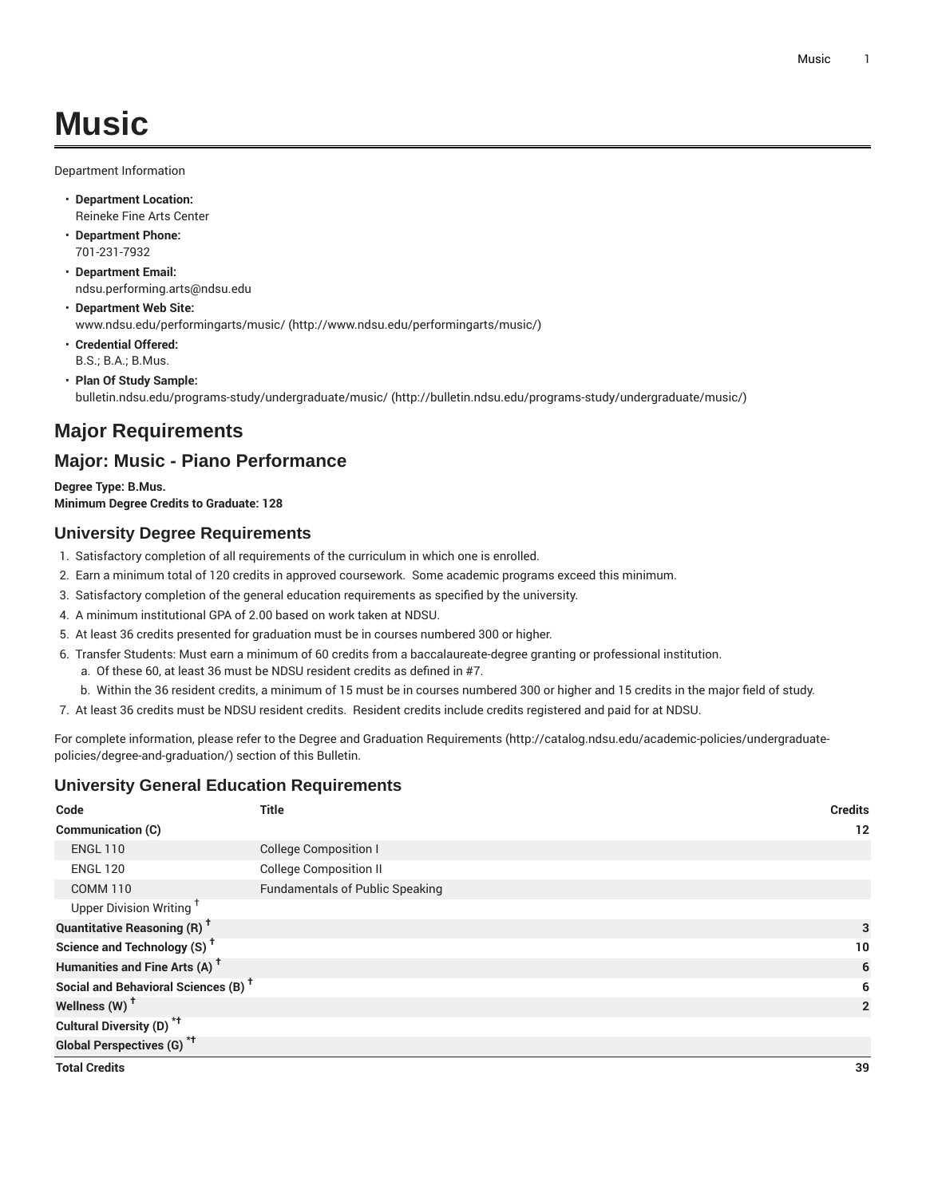# Music

Department Information

- **Department Location:**
  Reineke Fine Arts Center
- **Department Phone:**
  701-231-7932
- **Department Email:**
  ndsu.performing.arts@ndsu.edu
- **Department Web Site:**
  www.ndsu.edu/performingarts/music/ (http://www.ndsu.edu/performingarts/music/)
- **Credential Offered:**
  B.S.; B.A.; B.Mus.
- **Plan Of Study Sample:**
  bulletin.ndsu.edu/programs-study/undergraduate/music/ (http://bulletin.ndsu.edu/programs-study/undergraduate/music/)

## Major Requirements

## Major: Music - Piano Performance

**Degree Type: B.Mus.**
**Minimum Degree Credits to Graduate: 128**

### University Degree Requirements

1. Satisfactory completion of all requirements of the curriculum in which one is enrolled.
2. Earn a minimum total of 120 credits in approved coursework. Some academic programs exceed this minimum.
3. Satisfactory completion of the general education requirements as specified by the university.
4. A minimum institutional GPA of 2.00 based on work taken at NDSU.
5. At least 36 credits presented for graduation must be in courses numbered 300 or higher.
6. Transfer Students: Must earn a minimum of 60 credits from a baccalaureate-degree granting or professional institution.
   a. Of these 60, at least 36 must be NDSU resident credits as defined in #7.
   b. Within the 36 resident credits, a minimum of 15 must be in courses numbered 300 or higher and 15 credits in the major field of study.
7. At least 36 credits must be NDSU resident credits. Resident credits include credits registered and paid for at NDSU.

For complete information, please refer to the Degree and Graduation Requirements (http://catalog.ndsu.edu/academic-policies/undergraduate-policies/degree-and-graduation/) section of this Bulletin.

### University General Education Requirements

| Code | Title | Credits |
|---|---|---|
| **Communication (C)** | | **12** |
| ENGL 110 | College Composition I | |
| ENGL 120 | College Composition II | |
| COMM 110 | Fundamentals of Public Speaking | |
| Upper Division Writing † | | |
| **Quantitative Reasoning (R) †** | | **3** |
| **Science and Technology (S) †** | | **10** |
| **Humanities and Fine Arts (A) †** | | **6** |
| **Social and Behavioral Sciences (B) †** | | **6** |
| **Wellness (W) †** | | **2** |
| **Cultural Diversity (D) *†** | | |
| **Global Perspectives (G) *†** | | |
| **Total Credits** | | **39** |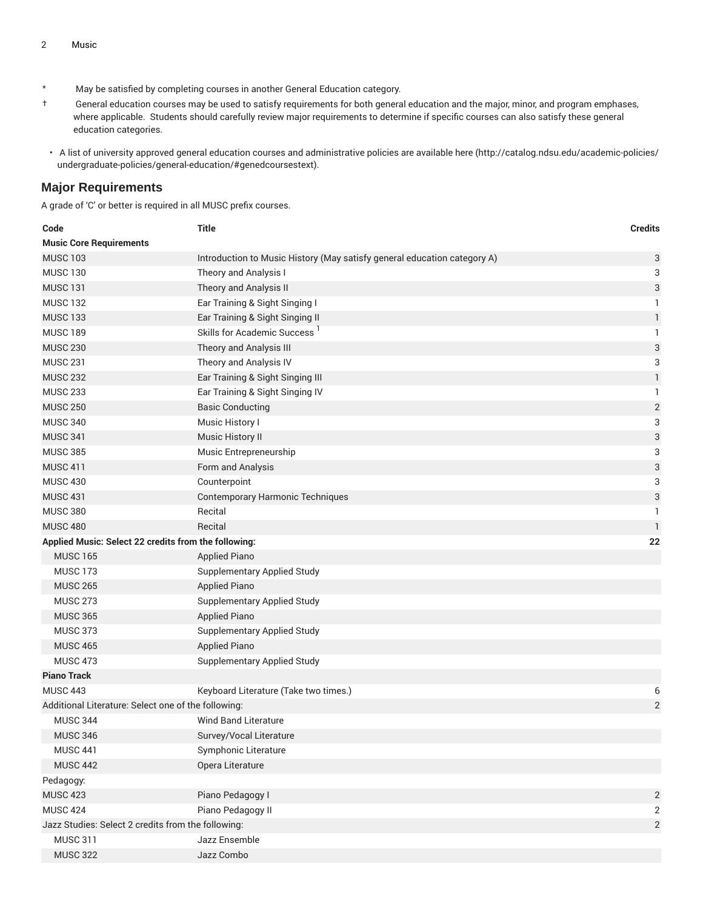\* May be satisfied by completing courses in another General Education category.

† General education courses may be used to satisfy requirements for both general education and the major, minor, and program emphases, where applicable. Students should carefully review major requirements to determine if specific courses can also satisfy these general education categories.

- A list of university approved general education courses and administrative policies are available here (http://catalog.ndsu.edu/academic-policies/undergraduate-policies/general-education/#genedcoursestext).

## Major Requirements

A grade of 'C' or better is required in all MUSC prefix courses.

| Code | Title | Credits |
|---|---|---|
| **Music Core Requirements** | | |
| MUSC 103 | Introduction to Music History (May satisfy general education category A) | 3 |
| MUSC 130 | Theory and Analysis I | 3 |
| MUSC 131 | Theory and Analysis II | 3 |
| MUSC 132 | Ear Training & Sight Singing I | 1 |
| MUSC 133 | Ear Training & Sight Singing II | 1 |
| MUSC 189 | Skills for Academic Success [1] | 1 |
| MUSC 230 | Theory and Analysis III | 3 |
| MUSC 231 | Theory and Analysis IV | 3 |
| MUSC 232 | Ear Training & Sight Singing III | 1 |
| MUSC 233 | Ear Training & Sight Singing IV | 1 |
| MUSC 250 | Basic Conducting | 2 |
| MUSC 340 | Music History I | 3 |
| MUSC 341 | Music History II | 3 |
| MUSC 385 | Music Entrepreneurship | 3 |
| MUSC 411 | Form and Analysis | 3 |
| MUSC 430 | Counterpoint | 3 |
| MUSC 431 | Contemporary Harmonic Techniques | 3 |
| MUSC 380 | Recital | 1 |
| MUSC 480 | Recital | 1 |
| **Applied Music: Select 22 credits from the following:** | | **22** |
| MUSC 165 | Applied Piano | |
| MUSC 173 | Supplementary Applied Study | |
| MUSC 265 | Applied Piano | |
| MUSC 273 | Supplementary Applied Study | |
| MUSC 365 | Applied Piano | |
| MUSC 373 | Supplementary Applied Study | |
| MUSC 465 | Applied Piano | |
| MUSC 473 | Supplementary Applied Study | |
| **Piano Track** | | |
| MUSC 443 | Keyboard Literature (Take two times.) | 6 |
| Additional Literature: Select one of the following: | | 2 |
| MUSC 344 | Wind Band Literature | |
| MUSC 346 | Survey/Vocal Literature | |
| MUSC 441 | Symphonic Literature | |
| MUSC 442 | Opera Literature | |
| Pedagogy: | | |
| MUSC 423 | Piano Pedagogy I | 2 |
| MUSC 424 | Piano Pedagogy II | 2 |
| Jazz Studies: Select 2 credits from the following: | | 2 |
| MUSC 311 | Jazz Ensemble | |
| MUSC 322 | Jazz Combo | |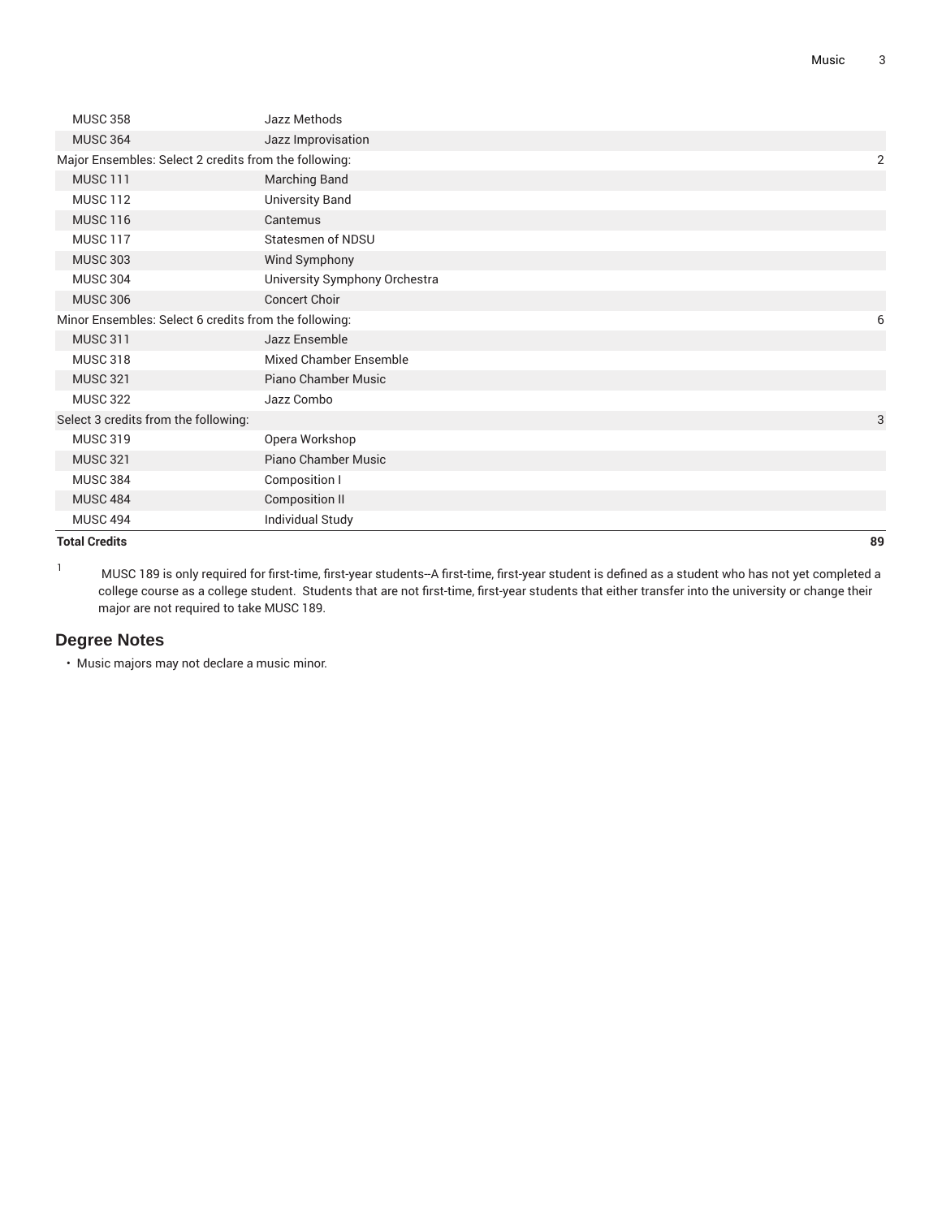| | | |
|---|---|---|
| MUSC 358 | Jazz Methods | |
| MUSC 364 | Jazz Improvisation | |
| Major Ensembles: Select 2 credits from the following: | | 2 |
| MUSC 111 | Marching Band | |
| MUSC 112 | University Band | |
| MUSC 116 | Cantemus | |
| MUSC 117 | Statesmen of NDSU | |
| MUSC 303 | Wind Symphony | |
| MUSC 304 | University Symphony Orchestra | |
| MUSC 306 | Concert Choir | |
| Minor Ensembles: Select 6 credits from the following: | | 6 |
| MUSC 311 | Jazz Ensemble | |
| MUSC 318 | Mixed Chamber Ensemble | |
| MUSC 321 | Piano Chamber Music | |
| MUSC 322 | Jazz Combo | |
| Select 3 credits from the following: | | 3 |
| MUSC 319 | Opera Workshop | |
| MUSC 321 | Piano Chamber Music | |
| MUSC 384 | Composition I | |
| MUSC 484 | Composition II | |
| MUSC 494 | Individual Study | |
| **Total Credits** | | **89** |

[1] MUSC 189 is only required for first-time, first-year students--A first-time, first-year student is defined as a student who has not yet completed a college course as a college student. Students that are not first-time, first-year students that either transfer into the university or change their major are not required to take MUSC 189.

## Degree Notes

- Music majors may not declare a music minor.